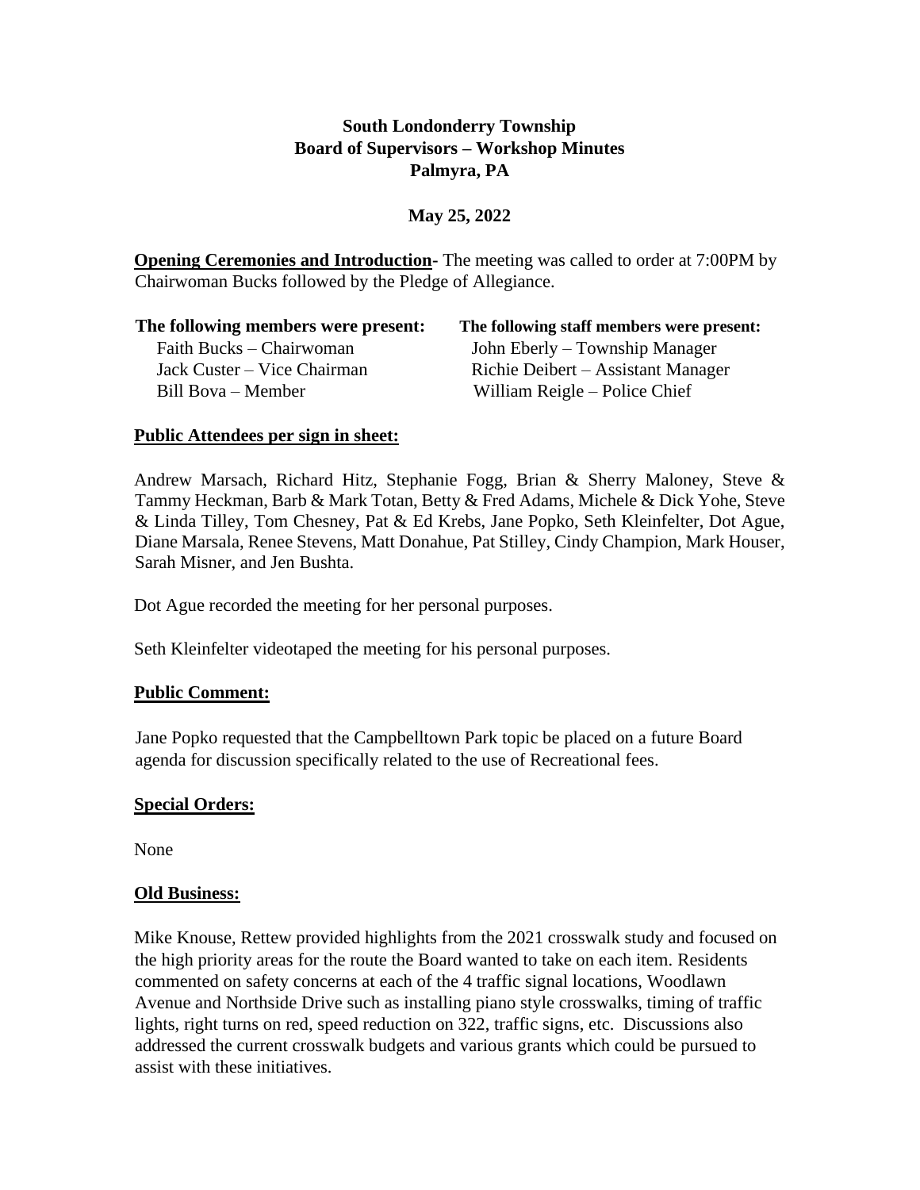**South Londonderry Township**
**Board of Supervisors – Workshop Minutes**
**Palmyra, PA**

**May 25, 2022**

**Opening Ceremonies and Introduction-** The meeting was called to order at 7:00PM by Chairwoman Bucks followed by the Pledge of Allegiance.

**The following members were present:**

Faith Bucks – Chairwoman
Jack Custer – Vice Chairman
Bill Bova – Member

**The following staff members were present:**

John Eberly – Township Manager
Richie Deibert – Assistant Manager
William Reigle – Police Chief

**Public Attendees per sign in sheet:**

Andrew Marsach, Richard Hitz, Stephanie Fogg, Brian & Sherry Maloney, Steve & Tammy Heckman, Barb & Mark Totan, Betty & Fred Adams, Michele & Dick Yohe, Steve & Linda Tilley, Tom Chesney, Pat & Ed Krebs, Jane Popko, Seth Kleinfelter, Dot Ague, Diane Marsala, Renee Stevens, Matt Donahue, Pat Stilley, Cindy Champion, Mark Houser, Sarah Misner, and Jen Bushta.

Dot Ague recorded the meeting for her personal purposes.

Seth Kleinfelter videotaped the meeting for his personal purposes.

**Public Comment:**

Jane Popko requested that the Campbelltown Park topic be placed on a future Board agenda for discussion specifically related to the use of Recreational fees.

**Special Orders:**

None

**Old Business:**

Mike Knouse, Rettew provided highlights from the 2021 crosswalk study and focused on the high priority areas for the route the Board wanted to take on each item. Residents commented on safety concerns at each of the 4 traffic signal locations, Woodlawn Avenue and Northside Drive such as installing piano style crosswalks, timing of traffic lights, right turns on red, speed reduction on 322, traffic signs, etc. Discussions also addressed the current crosswalk budgets and various grants which could be pursued to assist with these initiatives.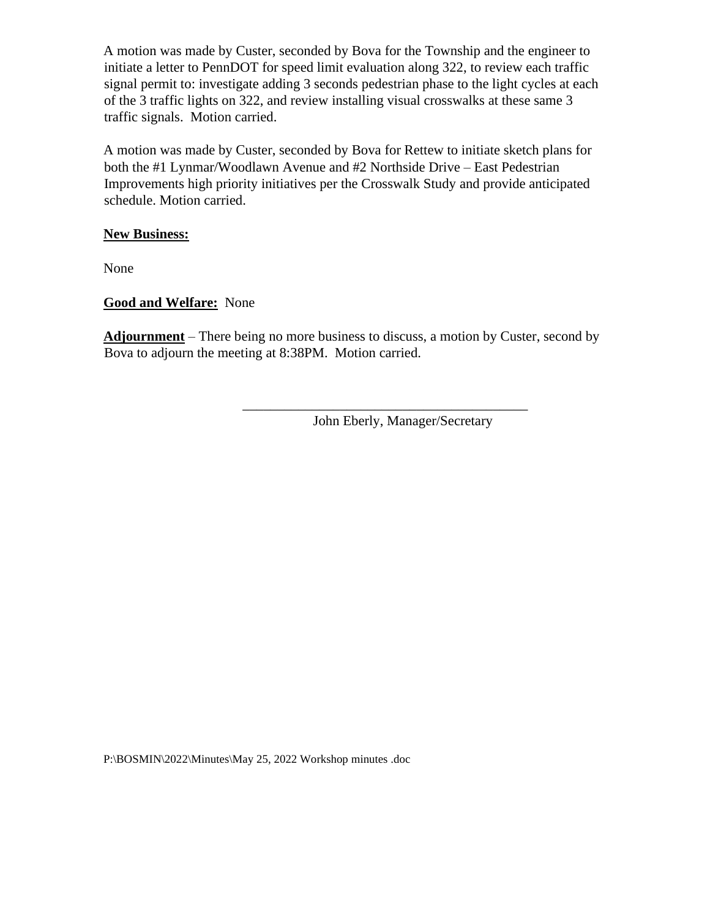A motion was made by Custer, seconded by Bova for the Township and the engineer to initiate a letter to PennDOT for speed limit evaluation along 322, to review each traffic signal permit to: investigate adding 3 seconds pedestrian phase to the light cycles at each of the 3 traffic lights on 322, and review installing visual crosswalks at these same 3 traffic signals. Motion carried.

A motion was made by Custer, seconded by Bova for Rettew to initiate sketch plans for both the #1 Lynmar/Woodlawn Avenue and #2 Northside Drive – East Pedestrian Improvements high priority initiatives per the Crosswalk Study and provide anticipated schedule. Motion carried.

**New Business:**

None

**Good and Welfare:** None

**Adjournment** – There being no more business to discuss, a motion by Custer, second by Bova to adjourn the meeting at 8:38PM. Motion carried.

\_\_\_\_\_\_\_\_\_\_\_\_\_\_\_\_\_\_\_\_\_\_\_\_\_\_\_\_\_\_\_\_\_\_\_\_\_\_\_\_

John Eberly, Manager/Secretary

P:\BOSMIN\2022\Minutes\May 25, 2022 Workshop minutes .doc